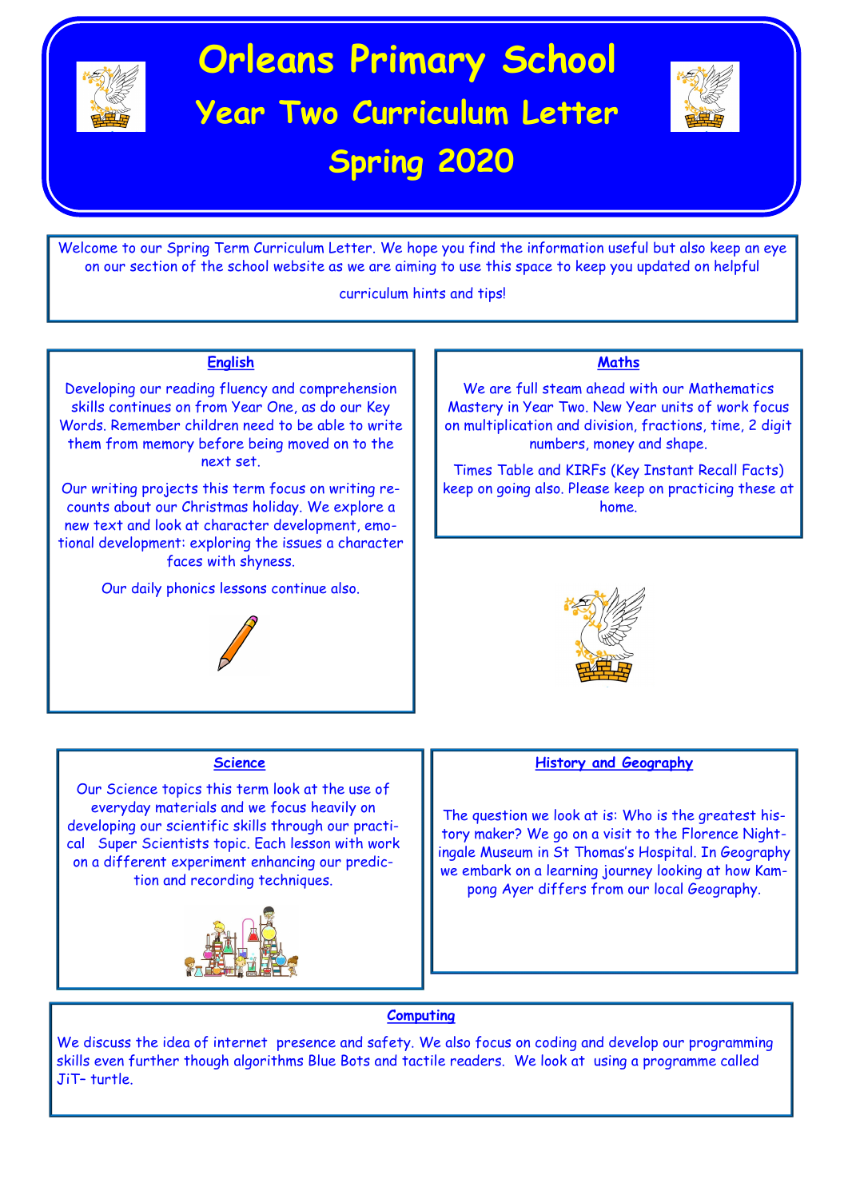# Orleans Primary School

## Year Two Curriculum Letter

## Spring 2020

Welcome to our Spring Term Curriculum Letter. We hope you find the information useful but also keep an eye on our section of the school website as we are aiming to use this space to keep you updated on helpful curriculum hints and tips!

### English

Developing our reading fluency and comprehension skills continues on from Year One, as do our Key Words. Remember children need to be able to write them from memory before being moved on to the next set.

Our writing projects this term focus on writing recounts about our Christmas holiday. We explore a new text and look at character development, emotional development: exploring the issues a character faces with shyness.

Our daily phonics lessons continue also.

### Maths

We are full steam ahead with our Mathematics Mastery in Year Two. New Year units of work focus on multiplication and division, fractions, time, 2 digit numbers, money and shape.

Times Table and KIRFs (Key Instant Recall Facts) keep on going also. Please keep on practicing these at home.

### Science

Our Science topics this term look at the use of everyday materials and we focus heavily on developing our scientific skills through our practical Super Scientists topic. Each lesson with work on a different experiment enhancing our prediction and recording techniques.

### History and Geography

The question we look at is: Who is the greatest history maker? We go on a visit to the Florence Nightingale Museum in St Thomas's Hospital. In Geography we embark on a learning journey looking at how Kampong Ayer differs from our local Geography.

### Computing

We discuss the idea of internet presence and safety. We also focus on coding and develop our programming skills even further though algorithms Blue Bots and tactile readers. We look at using a programme called JiT– turtle.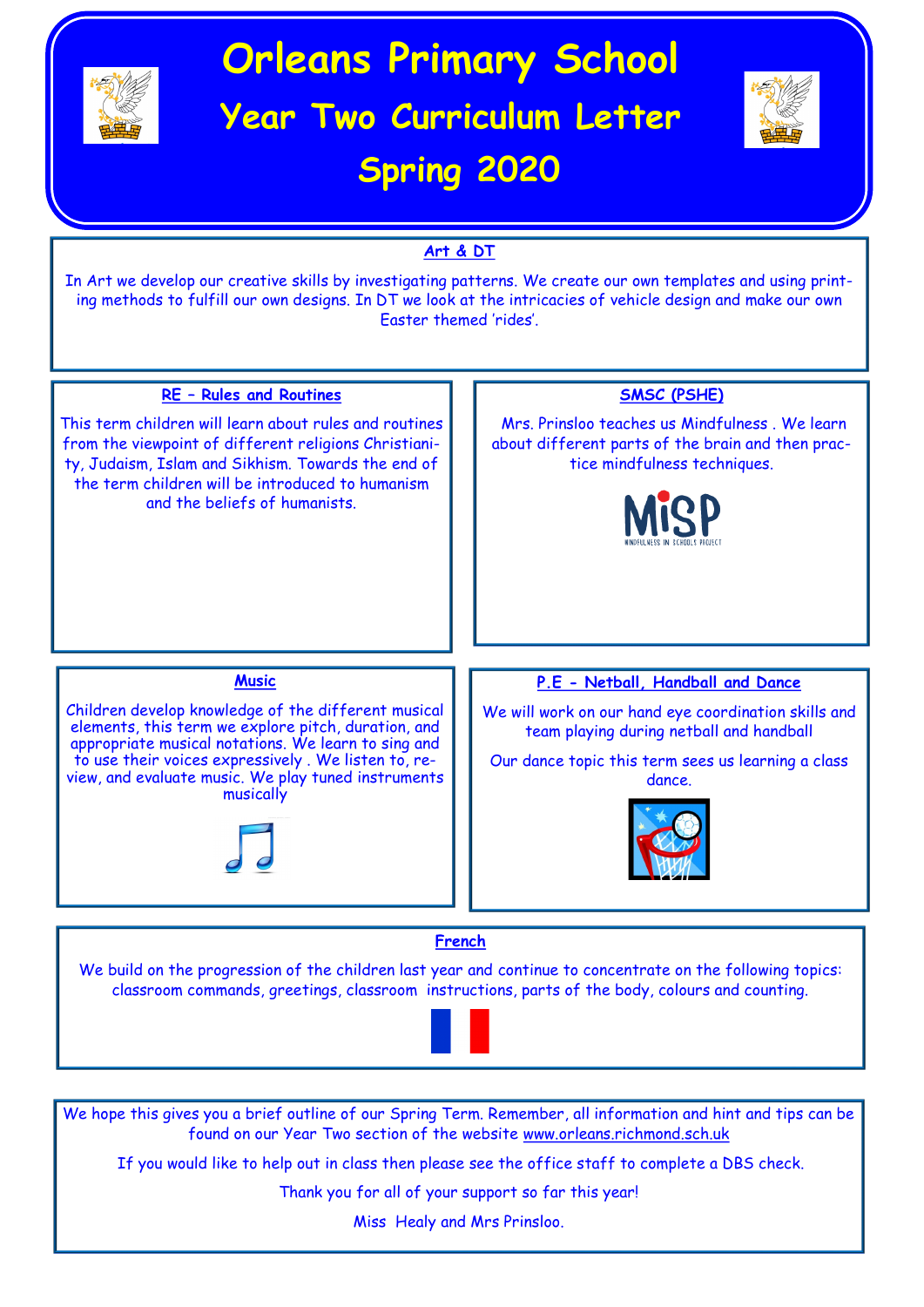# Orleans Primary School

## Year Two Curriculum Letter

## Spring 2020

### Art & DT

In Art we develop our creative skills by investigating patterns. We create our own templates and using printing methods to fulfill our own designs. In DT we look at the intricacies of vehicle design and make our own Easter themed 'rides'.

### RE – Rules and Routines

This term children will learn about rules and routines from the viewpoint of different religions Christianity, Judaism, Islam and Sikhism. Towards the end of the term children will be introduced to humanism and the beliefs of humanists.

### SMSC (PSHE)

Mrs. Prinsloo teaches us Mindfulness . We learn about different parts of the brain and then practice mindfulness techniques.

MiSP

MINDFULNESS IN SCHOOLS PROJECT

### Music

Children develop knowledge of the different musical elements, this term we explore pitch, duration, and appropriate musical notations. We learn to sing and to use their voices expressively . We listen to, review, and evaluate music. We play tuned instruments musically

### P.E - Netball, Handball and Dance

We will work on our hand eye coordination skills and team playing during netball and handball

Our dance topic this term sees us learning a class dance.

### French

We build on the progression of the children last year and continue to concentrate on the following topics: classroom commands, greetings, classroom instructions, parts of the body, colours and counting.

---

We hope this gives you a brief outline of our Spring Term. Remember, all information and hint and tips can be found on our Year Two section of the website www.orleans.richmond.sch.uk

If you would like to help out in class then please see the office staff to complete a DBS check.

Thank you for all of your support so far this year!

Miss Healy and Mrs Prinsloo.